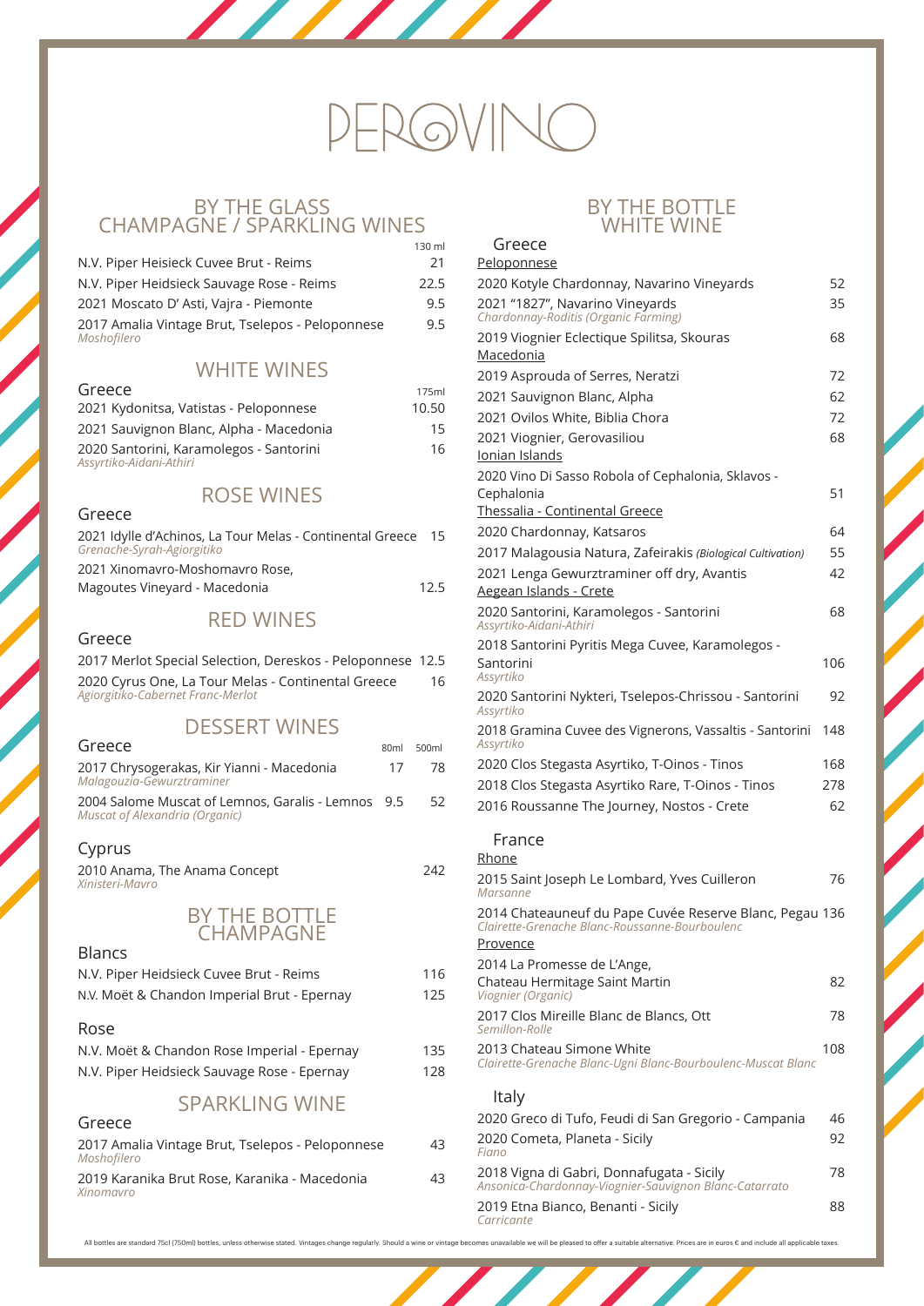# PEROVINO

## BY THE GLASS

### CHAMPAGNE / SPARKLING WINES

| | 130 ml |
|---|---|
| N.V. Piper Heisieck Cuvee Brut - Reims | 21 |
| N.V. Piper Heidsieck Sauvage Rose - Reims | 22.5 |
| 2021 Moscato D' Asti, Vajra - Piemonte | 9.5 |
| 2017 Amalia Vintage Brut, Tselepos - Peloponnese *Moshofilero* | 9.5 |

### WHITE WINES

| Greece | 175ml |
|---|---|
| 2021 Kydonitsa, Vatistas - Peloponnese | 10.50 |
| 2021 Sauvignon Blanc, Alpha - Macedonia | 15 |
| 2020 Santorini, Karamolegos - Santorini *Assyrtiko-Aidani-Athiri* | 16 |

### ROSE WINES

| Greece | |
|---|---|
| 2021 Idylle d'Achinos, La Tour Melas - Continental Greece *Grenache-Syrah-Agiorgitiko* | 15 |
| 2021 Xinomavro-Moshomavro Rose, Magoutes Vineyard - Macedonia | 12.5 |

### RED WINES

| Greece | |
|---|---|
| 2017 Merlot Special Selection, Dereskos - Peloponnese | 12.5 |
| 2020 Cyrus One, La Tour Melas - Continental Greece *Agiorgitiko-Cabernet Franc-Merlot* | 16 |

### DESSERT WINES

| Greece | 80ml | 500ml |
|---|---|---|
| 2017 Chrysogerakas, Kir Yianni - Macedonia *Malagouzia-Gewurztraminer* | 17 | 78 |
| 2004 Salome Muscat of Lemnos, Garalis - Lemnos *Muscat of Alexandria (Organic)* | 9.5 | 52 |

| Cyprus | |
|---|---|
| 2010 Anama, The Anama Concept *Xinisteri-Mavro* | 242 |

## BY THE BOTTLE CHAMPAGNE

| Blancs | |
|---|---|
| N.V. Piper Heidsieck Cuvee Brut - Reims | 116 |
| N.V. Moët & Chandon Imperial Brut - Epernay | 125 |

| Rose | |
|---|---|
| N.V. Moët & Chandon Rose Imperial - Epernay | 135 |
| N.V. Piper Heidsieck Sauvage Rose - Epernay | 128 |

### SPARKLING WINE

| Greece | |
|---|---|
| 2017 Amalia Vintage Brut, Tselepos - Peloponnese *Moshofilero* | 43 |
| 2019 Karanika Brut Rose, Karanika - Macedonia *Xinomavro* | 43 |

## BY THE BOTTLE WHITE WINE

### Greece

| Peloponnese | |
|---|---|
| 2020 Kotyle Chardonnay, Navarino Vineyards | 52 |
| 2021 "1827", Navarino Vineyards *Chardonnay-Roditis (Organic Farming)* | 35 |
| 2019 Viognier Eclectique Spilitsa, Skouras | 68 |
| **Macedonia** | |
| 2019 Asprouda of Serres, Neratzi | 72 |
| 2021 Sauvignon Blanc, Alpha | 62 |
| 2021 Ovilos White, Biblia Chora | 72 |
| 2021 Viognier, Gerovasiliou | 68 |
| **Ionian Islands** | |
| 2020 Vino Di Sasso Robola of Cephalonia, Sklavos - Cephalonia | 51 |
| **Thessalia - Continental Greece** | |
| 2020 Chardonnay, Katsaros | 64 |
| 2017 Malagousia Natura, Zafeirakis *(Biological Cultivation)* | 55 |
| 2021 Lenga Gewurztraminer off dry, Avantis | 42 |
| **Aegean Islands - Crete** | |
| 2020 Santorini, Karamolegos - Santorini *Assyrtiko-Aidani-Athiri* | 68 |
| 2018 Santorini Pyritis Mega Cuvee, Karamolegos - Santorini *Assyrtiko* | 106 |
| 2020 Santorini Nykteri, Tselepos-Chrissou - Santorini *Assyrtiko* | 92 |
| 2018 Gramina Cuvee des Vignerons, Vassaltis - Santorini *Assyrtiko* | 148 |
| 2020 Clos Stegasta Asyrtiko, T-Oinos - Tinos | 168 |
| 2018 Clos Stegasta Asyrtiko Rare, T-Oinos - Tinos | 278 |
| 2016 Roussanne The Journey, Nostos - Crete | 62 |

### France

| Rhone | |
|---|---|
| 2015 Saint Joseph Le Lombard, Yves Cuilleron *Marsanne* | 76 |
| 2014 Chateauneuf du Pape Cuvée Reserve Blanc, Pegau *Clairette-Grenache Blanc-Roussanne-Bourboulenc* | 136 |
| **Provence** | |
| 2014 La Promesse de L'Ange, Chateau Hermitage Saint Martin *Viognier (Organic)* | 82 |
| 2017 Clos Mireille Blanc de Blancs, Ott *Semillon-Rolle* | 78 |
| 2013 Chateau Simone White *Clairette-Grenache Blanc-Ugni Blanc-Bourboulenc-Muscat Blanc* | 108 |

### Italy

| | |
|---|---|
| 2020 Greco di Tufo, Feudi di San Gregorio - Campania | 46 |
| 2020 Cometa, Planeta - Sicily *Fiano* | 92 |
| 2018 Vigna di Gabri, Donnafugata - Sicily *Ansonica-Chardonnay-Viognier-Sauvignon Blanc-Catarrato* | 78 |
| 2019 Etna Bianco, Benanti - Sicily *Carricante* | 88 |

All bottles are standard 75cl (750ml) bottles, unless otherwise stated. Vintages change regularly. Should a wine or vintage becomes unavailable we will be pleased to offer a suitable alternative. Prices are in euros € and include all applicable taxes.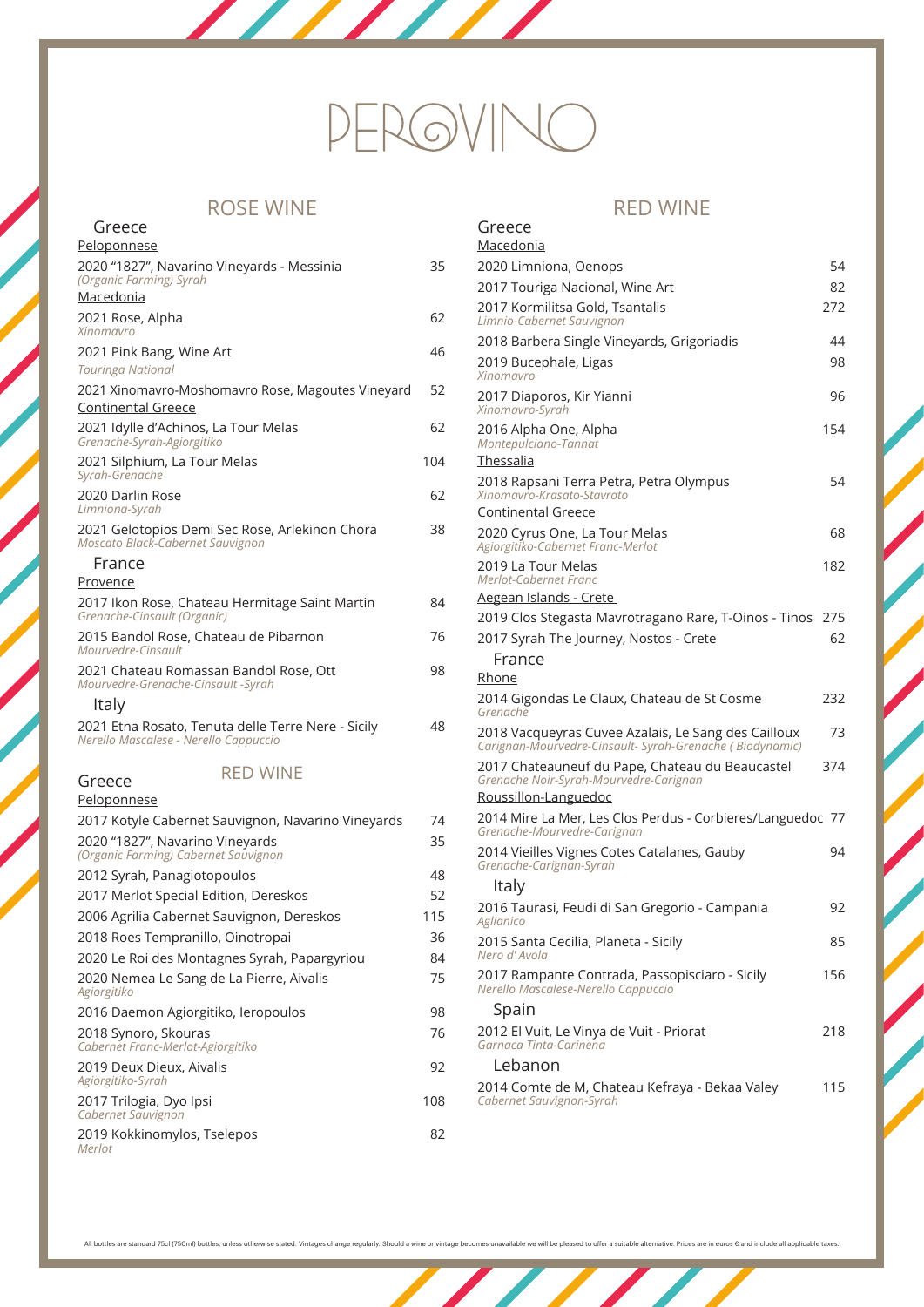# PEROVINO

## ROSE WINE

### Greece

**Peloponnese**

| | |
|---|---|
| 2020 "1827", Navarino Vineyards - Messinia<br>*(Organic Farming) Syrah* | 35 |

**Macedonia**

| | |
|---|---|
| 2021 Rose, Alpha<br>*Xinomavro* | 62 |
| 2021 Pink Bang, Wine Art<br>*Touringa National* | 46 |
| 2021 Xinomavro-Moshomavro Rose, Magoutes Vineyard | 52 |

**Continental Greece**

| | |
|---|---|
| 2021 Idylle d'Achinos, La Tour Melas<br>*Grenache-Syrah-Agiorgitiko* | 62 |
| 2021 Silphium, La Tour Melas<br>*Syrah-Grenache* | 104 |
| 2020 Darlin Rose<br>*Limniona-Syrah* | 62 |
| 2021 Gelotopios Demi Sec Rose, Arlekinon Chora<br>*Moscato Black-Cabernet Sauvignon* | 38 |

### France

**Provence**

| | |
|---|---|
| 2017 Ikon Rose, Chateau Hermitage Saint Martin<br>*Grenache-Cinsault (Organic)* | 84 |
| 2015 Bandol Rose, Chateau de Pibarnon<br>*Mourvedre-Cinsault* | 76 |
| 2021 Chateau Romassan Bandol Rose, Ott<br>*Mourvedre-Grenache-Cinsault -Syrah* | 98 |

### Italy

| | |
|---|---|
| 2021 Etna Rosato, Tenuta delle Terre Nere - Sicily<br>*Nerello Mascalese - Nerello Cappuccio* | 48 |

## RED WINE

### Greece

**Peloponnese**

| | |
|---|---|
| 2017 Kotyle Cabernet Sauvignon, Navarino Vineyards | 74 |
| 2020 "1827", Navarino Vineyards<br>*(Organic Farming) Cabernet Sauvignon* | 35 |
| 2012 Syrah, Panagiotopoulos | 48 |
| 2017 Merlot Special Edition, Dereskos | 52 |
| 2006 Agrilia Cabernet Sauvignon, Dereskos | 115 |
| 2018 Roes Tempranillo, Oinotropai | 36 |
| 2020 Le Roi des Montagnes Syrah, Papargyriou | 84 |
| 2020 Nemea Le Sang de La Pierre, Aivalis<br>*Agiorgitiko* | 75 |
| 2016 Daemon Agiorgitiko, Ieropoulos | 98 |
| 2018 Synoro, Skouras<br>*Cabernet Franc-Merlot-Agiorgitiko* | 76 |
| 2019 Deux Dieux, Aivalis<br>*Agiorgitiko-Syrah* | 92 |
| 2017 Trilogia, Dyo Ipsi<br>*Cabernet Sauvignon* | 108 |
| 2019 Kokkinomylos, Tselepos<br>*Merlot* | 82 |

## RED WINE

### Greece

**Macedonia**

| | |
|---|---|
| 2020 Limniona, Oenops | 54 |
| 2017 Touriga Nacional, Wine Art | 82 |
| 2017 Kormilitsa Gold, Tsantalis<br>*Limnio-Cabernet Sauvignon* | 272 |
| 2018 Barbera Single Vineyards, Grigoriadis | 44 |
| 2019 Bucephale, Ligas<br>*Xinomavro* | 98 |
| 2017 Diaporos, Kir Yianni<br>*Xinomavro-Syrah* | 96 |
| 2016 Alpha One, Alpha<br>*Montepulciano-Tannat* | 154 |

**Thessalia**

| | |
|---|---|
| 2018 Rapsani Terra Petra, Petra Olympus<br>*Xinomavro-Krasato-Stavroto* | 54 |

**Continental Greece**

| | |
|---|---|
| 2020 Cyrus One, La Tour Melas<br>*Agiorgitiko-Cabernet Franc-Merlot* | 68 |
| 2019 La Tour Melas<br>*Merlot-Cabernet Franc* | 182 |

**Aegean Islands - Crete**

| | |
|---|---|
| 2019 Clos Stegasta Mavrotragano Rare, T-Oinos - Tinos | 275 |
| 2017 Syrah The Journey, Nostos - Crete | 62 |

### France

**Rhone**

| | |
|---|---|
| 2014 Gigondas Le Claux, Chateau de St Cosme<br>*Grenache* | 232 |
| 2018 Vacqueyras Cuvee Azalais, Le Sang des Cailloux<br>*Carignan-Mourvedre-Cinsault- Syrah-Grenache ( Biodynamic)* | 73 |
| 2017 Chateauneuf du Pape, Chateau du Beaucastel<br>*Grenache Noir-Syrah-Mourvedre-Carignan* | 374 |

**Roussillon-Languedoc**

| | |
|---|---|
| 2014 Mire La Mer, Les Clos Perdus - Corbieres/Languedoc<br>*Grenache-Mourvedre-Carignan* | 77 |
| 2014 Vieilles Vignes Cotes Catalanes, Gauby<br>*Grenache-Carignan-Syrah* | 94 |

### Italy

| | |
|---|---|
| 2016 Taurasi, Feudi di San Gregorio - Campania<br>*Aglianico* | 92 |
| 2015 Santa Cecilia, Planeta - Sicily<br>*Nero d' Avola* | 85 |
| 2017 Rampante Contrada, Passopisciaro - Sicily<br>*Nerello Mascalese-Nerello Cappuccio* | 156 |

### Spain

| | |
|---|---|
| 2012 El Vuit, Le Vinya de Vuit - Priorat<br>*Garnaca Tinta-Carinena* | 218 |

### Lebanon

| | |
|---|---|
| 2014 Comte de M, Chateau Kefraya - Bekaa Valey<br>*Cabernet Sauvignon-Syrah* | 115 |

All bottles are standard 75cl (750ml) bottles, unless otherwise stated. Vintages change regularly. Should a wine or vintage becomes unavailable we will be pleased to offer a suitable alternative. Prices are in euros € and include all applicable taxes.